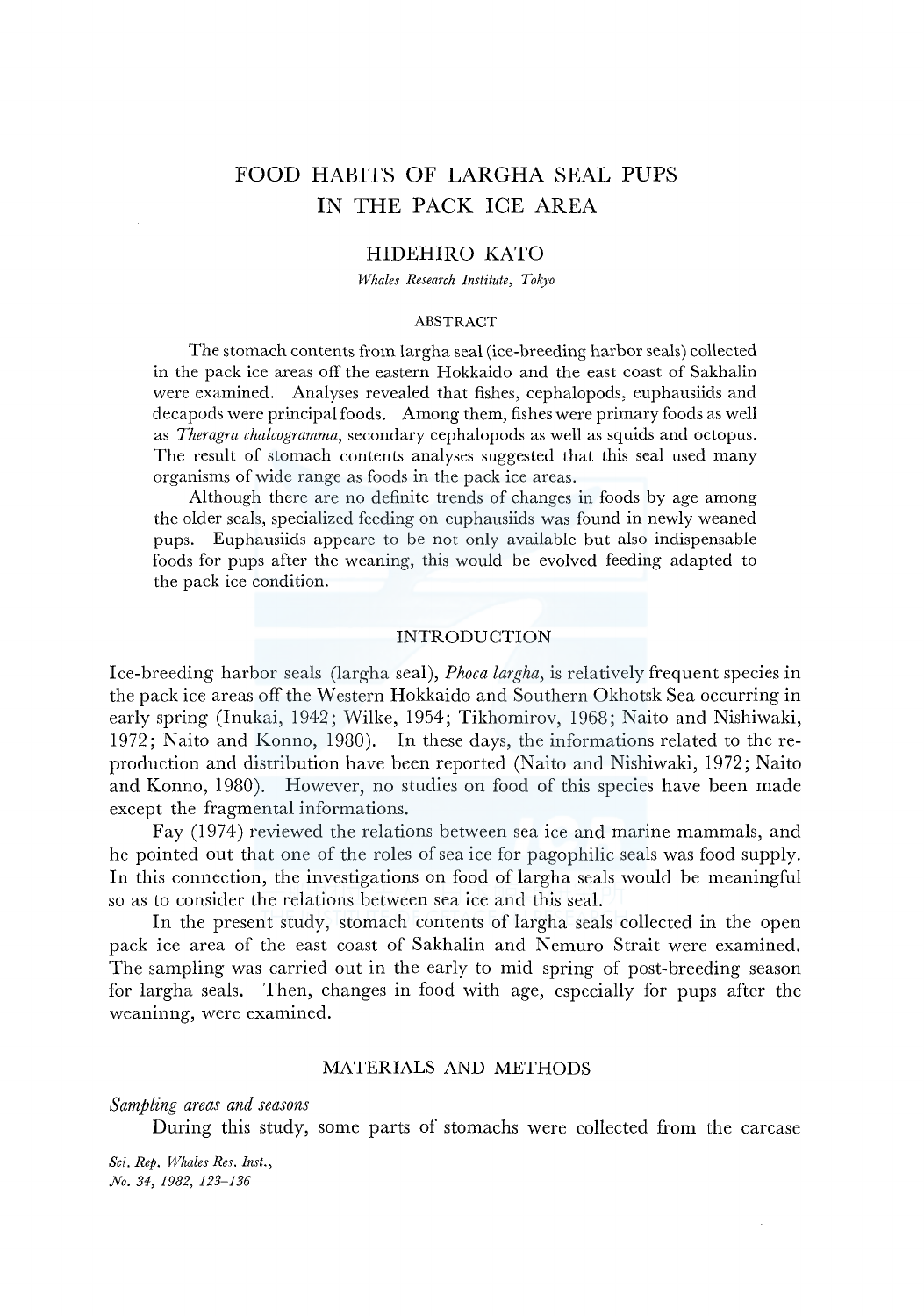# FOOD HABITS OF LARGHA SEAL PUPS IN THE PACK ICE AREA

## HIDEHIRO KATO

*Whales Research Institute, Tokyo*

### ABSTRACT

The stomach contents from largha seal (ice-breeding harbor seals) collected in the pack ice areas off the eastern Hokkaido and the east coast of Sakhalin were examined. Analyses revealed that fishes, cephalopods, euphausiids and decapods were principal foods. Among them, fishes were primary foods as well as *Theragra chalcogramma*, secondary cephalopods as well as squids and octopus. The result of stomach contents analyses suggested that this seal used many organisms of wide range as foods in the pack ice areas.

Although there are no definite trends of changes in foods by age among the older seals, specialized feeding on euphausiids was found in newly weaned pups. Euphausiids appeare to be not only available but also indispensable foods for pups after the weaning, this would be evolved feeding adapted to the pack ice condition.

## INTRODUCTION

Ice-breeding harbor seals (largha seal), *Phoca largha*, is relatively frequent species in the pack ice areas off the Western Hokkaido and Southern Okhotsk Sea occurring in early spring (Inukai, 1942; Wilke, 1954; Tikhomirov, 1968; Naito and Nishiwaki, 1972; Naito and Konno, 1980). In these days, the informations related to the reproduction and distribution have been reported (Naito and Nishiwaki, 1972; Naito and Konno, 1980). However, no studies on food of this species have been made except the fragmental informations.

Fay (1974) reviewed the relations between sea ice and marine mammals, and he pointed out that one of the roles of sea ice for pagophilic seals was food supply. In this connection, the investigations on food of largha seals would be meaningful so as to consider the relations between sea ice and this seal.

In the present study, stomach contents of largha seals collected in the open pack ice area of the east coast of Sakhalin and Nemuro Strait were examined. The sampling was carried out in the early to mid spring of post-breeding season for largha seals. Then, changes in food with age, especially for pups after the weaninng, were examined.

## MATERIALS AND METHODS

### *Sampling areas and seasons*

During this study, some parts of stomachs were collected from the carcase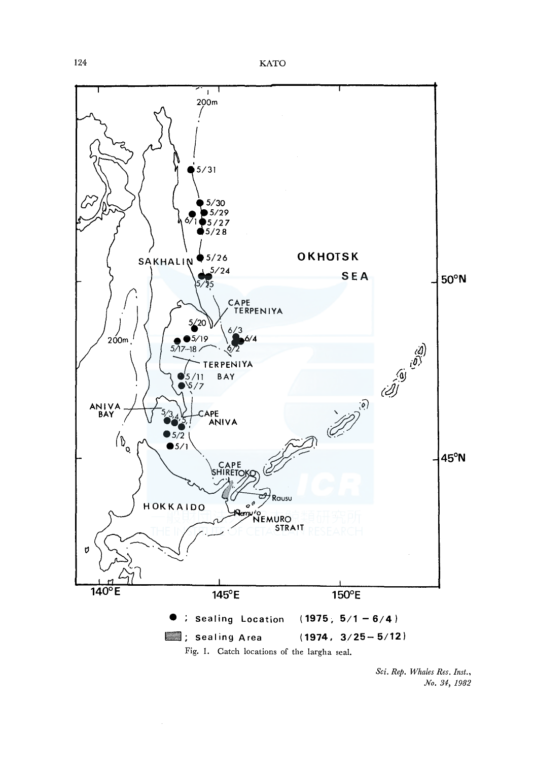● ; Sealing Location (1975, 5/1 – 6/4)

▨ ; Sealing Area (1974, 3/25 – 5/12)

Fig. 1. Catch locations of the largha seal.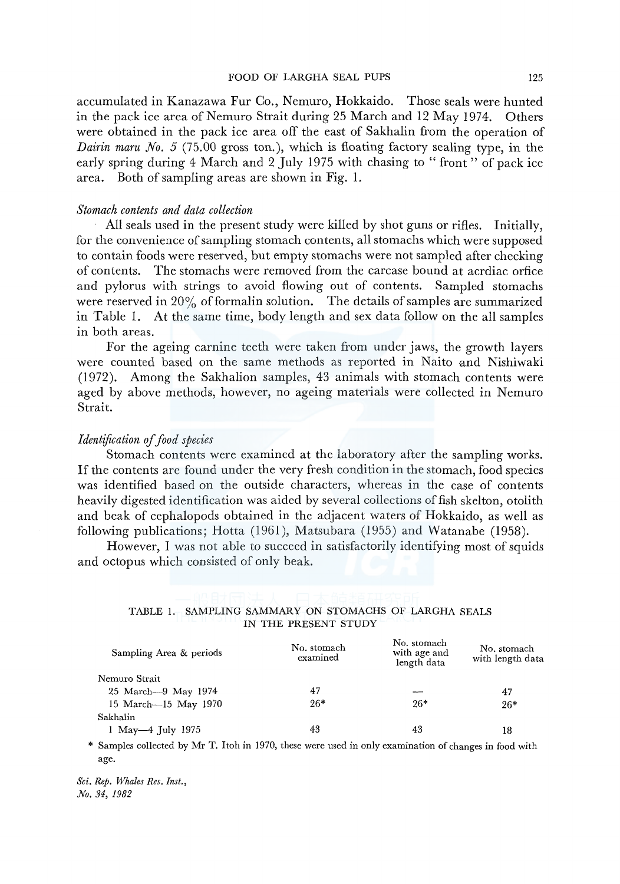accumulated in Kanazawa Fur Co., Nemuro, Hokkaido. Those seals were hunted in the pack ice area of Nemuro Strait during 25 March and 12 May 1974. Others were obtained in the pack ice area off the east of Sakhalin from the operation of *Dairin maru No. 5* (75.00 gross ton.), which is floating factory sealing type, in the early spring during 4 March and 2 July 1975 with chasing to " front " of pack ice area. Both of sampling areas are shown in Fig. 1.

### *Stomach contents and data collection*

All seals used in the present study were killed by shot guns or rifles. Initially, for the convenience of sampling stomach contents, all stomachs which were supposed to contain foods were reserved, but empty stomachs were not sampled after checking of contents. The stomachs were removed from the carcase bound at acrdiac orfice and pylorus with strings to avoid flowing out of contents. Sampled stomachs were reserved in 20% of formalin solution. The details of samples are summarized in Table 1. At the same time, body length and sex data follow on the all samples in both areas.

For the ageing carnine teeth were taken from under jaws, the growth layers were counted based on the same methods as reported in Naito and Nishiwaki (1972). Among the Sakhalion samples, 43 animals with stomach contents were aged by above methods, however, no ageing materials were collected in Nemuro Strait.

### *Identification of food species*

Stomach contents were examined at the laboratory after the sampling works. If the contents are found under the very fresh condition in the stomach, food species was identified based on the outside characters, whereas in the case of contents heavily digested identification was aided by several collections of fish skelton, otolith and beak of cephalopods obtained in the adjacent waters of Hokkaido, as well as following publications; Hotta (1961), Matsubara (1955) and Watanabe (1958).

However, I was not able to succeed in satisfactorily identifying most of squids and octopus which consisted of only beak.

TABLE 1. SAMPLING SAMMARY ON STOMACHS OF LARGHA SEALS IN THE PRESENT STUDY

| Sampling Area & periods | No. stomach examined | No. stomach with age and length data | No. stomach with length data |
|---|---|---|---|
| Nemuro Strait | | | |
| 25 March—9 May 1974 | 47 | — | 47 |
| 15 March—15 May 1970 | 26* | 26* | 26* |
| Sakhalin | | | |
| 1 May—4 July 1975 | 43 | 43 | 18 |

\* Samples collected by Mr T. Itoh in 1970, these were used in only examination of changes in food with age.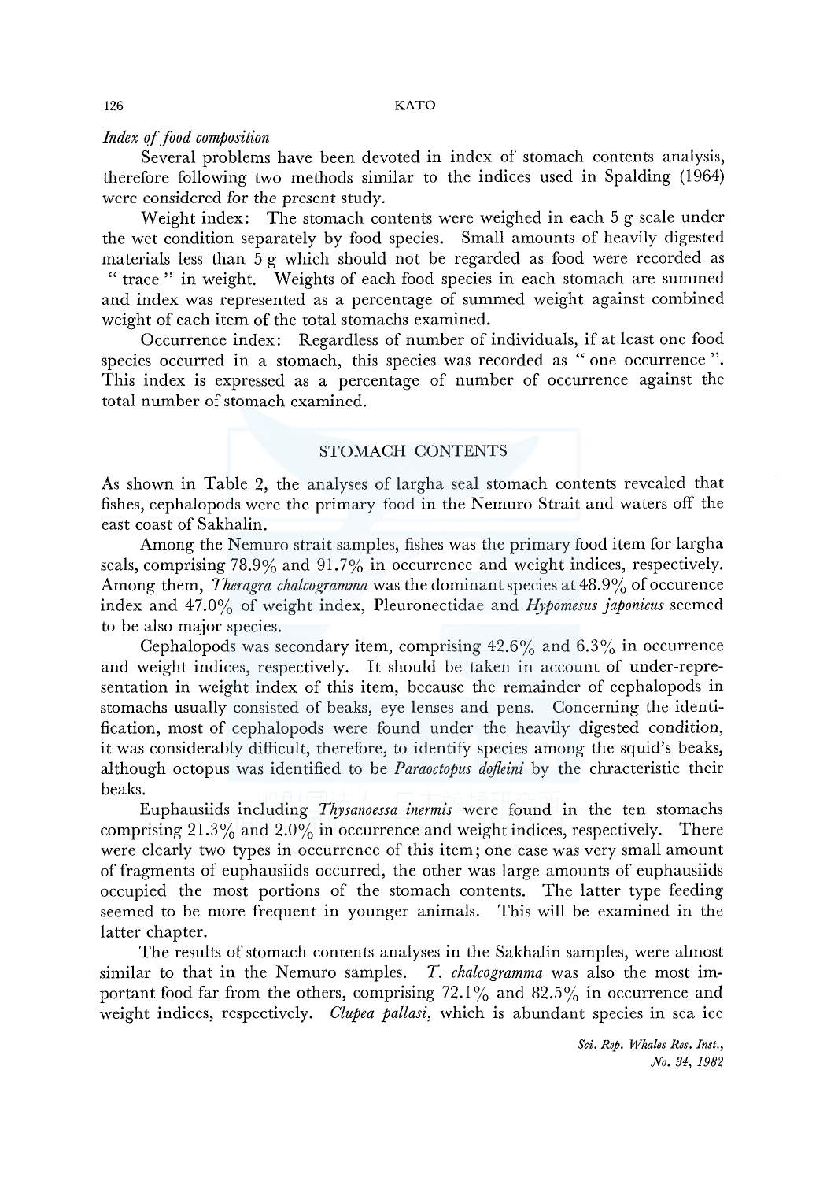*Index of food composition*

Several problems have been devoted in index of stomach contents analysis, therefore following two methods similar to the indices used in Spalding (1964) were considered for the present study.

Weight index: The stomach contents were weighed in each 5 g scale under the wet condition separately by food species. Small amounts of heavily digested materials less than 5 g which should not be regarded as food were recorded as " trace " in weight. Weights of each food species in each stomach are summed and index was represented as a percentage of summed weight against combined weight of each item of the total stomachs examined.

Occurrence index: Regardless of number of individuals, if at least one food species occurred in a stomach, this species was recorded as " one occurrence ". This index is expressed as a percentage of number of occurrence against the total number of stomach examined.

## STOMACH CONTENTS

As shown in Table 2, the analyses of largha seal stomach contents revealed that fishes, cephalopods were the primary food in the Nemuro Strait and waters off the east coast of Sakhalin.

Among the Nemuro strait samples, fishes was the primary food item for largha seals, comprising 78.9% and 91.7% in occurrence and weight indices, respectively. Among them, *Theragra chalcogramma* was the dominant species at 48.9% of occurence index and 47.0% of weight index, Pleuronectidae and *Hypomesus japonicus* seemed to be also major species.

Cephalopods was secondary item, comprising 42.6% and 6.3% in occurrence and weight indices, respectively. It should be taken in account of under-representation in weight index of this item, because the remainder of cephalopods in stomachs usually consisted of beaks, eye lenses and pens. Concerning the identification, most of cephalopods were found under the heavily digested condition, it was considerably difficult, therefore, to identify species among the squid's beaks, although octopus was identified to be *Paraoctopus dofleini* by the chracteristic their beaks.

Euphausiids including *Thysanoessa inermis* were found in the ten stomachs comprising 21.3% and 2.0% in occurrence and weight indices, respectively. There were clearly two types in occurrence of this item; one case was very small amount of fragments of euphausiids occurred, the other was large amounts of euphausiids occupied the most portions of the stomach contents. The latter type feeding seemed to be more frequent in younger animals. This will be examined in the latter chapter.

The results of stomach contents analyses in the Sakhalin samples, were almost similar to that in the Nemuro samples. *T. chalcogramma* was also the most important food far from the others, comprising 72.1% and 82.5% in occurrence and weight indices, respectively. *Clupea pallasi*, which is abundant species in sea ice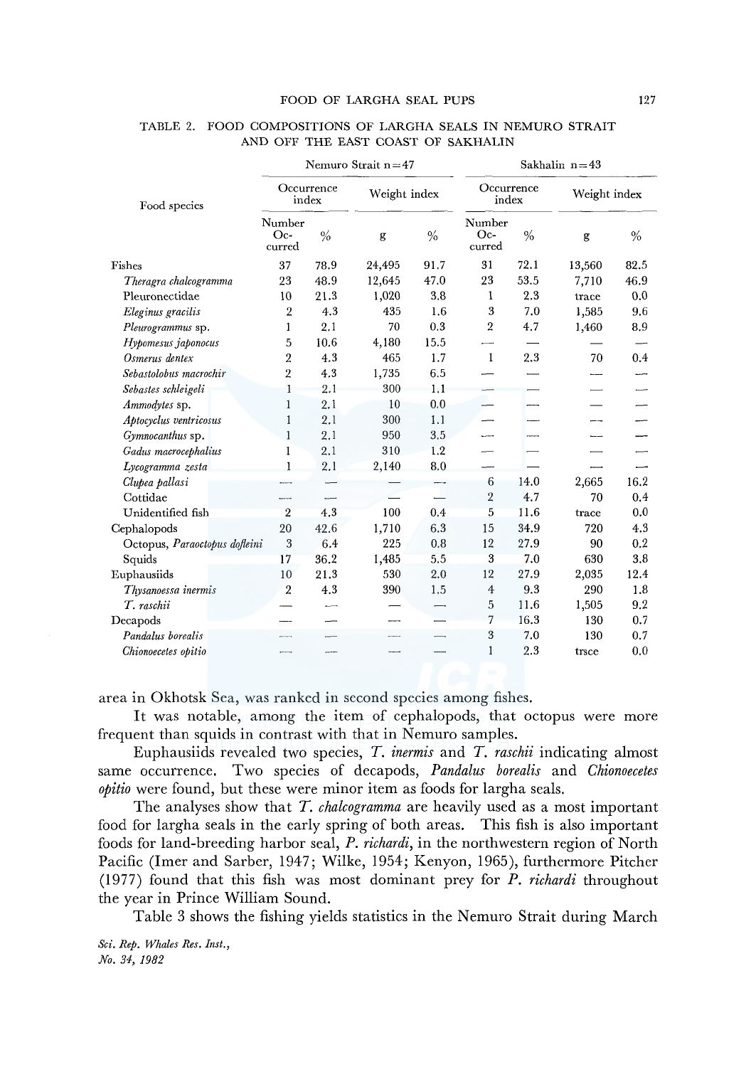TABLE 2. FOOD COMPOSITIONS OF LARGHA SEALS IN NEMURO STRAIT AND OFF THE EAST COAST OF SAKHALIN

| Food species | Nemuro Strait n=47 | | | | Sakhalin n=43 | | | |
|---|---|---|---|---|---|---|---|---|
| | Occurrence index | | Weight index | | Occurrence index | | Weight index | |
| | Number Occurred | % | g | % | Number Occurred | % | g | % |
| Fishes | 37 | 78.9 | 24,495 | 91.7 | 31 | 72.1 | 13,560 | 82.5 |
| *Theragra chalcogramma* | 23 | 48.9 | 12,645 | 47.0 | 23 | 53.5 | 7,710 | 46.9 |
| Pleuronectidae | 10 | 21.3 | 1,020 | 3.8 | 1 | 2.3 | trace | 0.0 |
| *Eleginus gracilis* | 2 | 4.3 | 435 | 1.6 | 3 | 7.0 | 1,585 | 9.6 |
| *Pleurogrammus* sp. | 1 | 2.1 | 70 | 0.3 | 2 | 4.7 | 1,460 | 8.9 |
| *Hypomesus japonocus* | 5 | 10.6 | 4,180 | 15.5 | — | — | — | — |
| *Osmerus dentex* | 2 | 4.3 | 465 | 1.7 | 1 | 2.3 | 70 | 0.4 |
| *Sebastolobus macrochir* | 2 | 4.3 | 1,735 | 6.5 | — | — | — | — |
| *Sebastes schleigeli* | 1 | 2.1 | 300 | 1.1 | — | — | — | — |
| *Ammodytes* sp. | 1 | 2.1 | 10 | 0.0 | — | — | — | — |
| *Aptocyclus ventricosus* | 1 | 2.1 | 300 | 1.1 | — | — | — | — |
| *Gymnocanthus* sp. | 1 | 2.1 | 950 | 3.5 | — | — | — | — |
| *Gadus macrocephalius* | 1 | 2.1 | 310 | 1.2 | — | — | — | — |
| *Lycogramma zesta* | 1 | 2.1 | 2,140 | 8.0 | — | — | — | — |
| *Clupea pallasi* | — | — | — | — | 6 | 14.0 | 2,665 | 16.2 |
| Cottidae | — | — | — | — | 2 | 4.7 | 70 | 0.4 |
| Unidentified fish | 2 | 4.3 | 100 | 0.4 | 5 | 11.6 | trace | 0.0 |
| Cephalopods | 20 | 42.6 | 1,710 | 6.3 | 15 | 34.9 | 720 | 4.3 |
| Octopus, *Paraoctopus dofleini* | 3 | 6.4 | 225 | 0.8 | 12 | 27.9 | 90 | 0.2 |
| Squids | 17 | 36.2 | 1,485 | 5.5 | 3 | 7.0 | 630 | 3.8 |
| Euphausiids | 10 | 21.3 | 530 | 2.0 | 12 | 27.9 | 2,035 | 12.4 |
| *Thysanoessa inermis* | 2 | 4.3 | 390 | 1.5 | 4 | 9.3 | 290 | 1.8 |
| *T. raschii* | — | — | — | — | 5 | 11.6 | 1,505 | 9.2 |
| Decapods | — | — | — | — | 7 | 16.3 | 130 | 0.7 |
| *Pandalus borealis* | — | — | — | — | 3 | 7.0 | 130 | 0.7 |
| *Chionoecetes opitio* | — | — | — | — | 1 | 2.3 | trsce | 0.0 |

area in Okhotsk Sea, was ranked in second species among fishes.

It was notable, among the item of cephalopods, that octopus were more frequent than squids in contrast with that in Nemuro samples.

Euphausiids revealed two species, *T. inermis* and *T. raschii* indicating almost same occurrence. Two species of decapods, *Pandalus borealis* and *Chionoecetes opitio* were found, but these were minor item as foods for largha seals.

The analyses show that *T. chalcogramma* are heavily used as a most important food for largha seals in the early spring of both areas. This fish is also important foods for land-breeding harbor seal, *P. richardi*, in the northwestern region of North Pacific (Imer and Sarber, 1947; Wilke, 1954; Kenyon, 1965), furthermore Pitcher (1977) found that this fish was most dominant prey for *P. richardi* throughout the year in Prince William Sound.

Table 3 shows the fishing yields statistics in the Nemuro Strait during March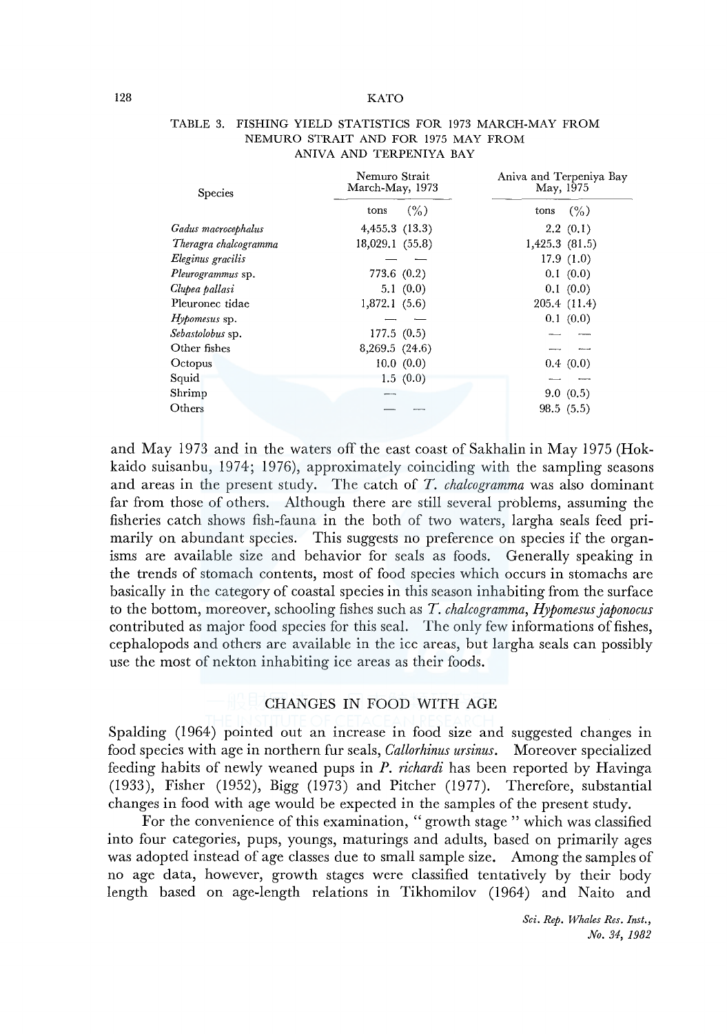TABLE 3. FISHING YIELD STATISTICS FOR 1973 MARCH-MAY FROM NEMURO STRAIT AND FOR 1975 MAY FROM ANIVA AND TERPENIYA BAY

| Species | Nemuro Strait March-May, 1973 | | Aniva and Terpeniya Bay May, 1975 | |
|---|---|---|---|---|
| | tons | (%) | tons | (%) |
| *Gadus macrocephalus* | 4,455.3 | (13.3) | 2.2 | (0.1) |
| *Theragra chalcogramma* | 18,029.1 | (55.8) | 1,425.3 | (81.5) |
| *Eleginus gracilis* | — | — | 17.9 | (1.0) |
| *Pleurogrammus* sp. | 773.6 | (0.2) | 0.1 | (0.0) |
| *Clupea pallasi* | 5.1 | (0.0) | 0.1 | (0.0) |
| Pleuronec tidae | 1,872.1 | (5.6) | 205.4 | (11.4) |
| *Hypomesus* sp. | — | — | 0.1 | (0.0) |
| *Sebastolobus* sp. | 177.5 | (0.5) | — | — |
| Other fishes | 8,269.5 | (24.6) | — | — |
| Octopus | 10.0 | (0.0) | 0.4 | (0.0) |
| Squid | 1.5 | (0.0) | — | — |
| Shrimp | — | | 9.0 | (0.5) |
| Others | — | — | 98.5 | (5.5) |

and May 1973 and in the waters off the east coast of Sakhalin in May 1975 (Hokkaido suisanbu, 1974; 1976), approximately coinciding with the sampling seasons and areas in the present study. The catch of *T. chalcogramma* was also dominant far from those of others. Although there are still several problems, assuming the fisheries catch shows fish-fauna in the both of two waters, largha seals feed primarily on abundant species. This suggests no preference on species if the organisms are available size and behavior for seals as foods. Generally speaking in the trends of stomach contents, most of food species which occurs in stomachs are basically in the category of coastal species in this season inhabiting from the surface to the bottom, moreover, schooling fishes such as *T. chalcogramma*, *Hypomesus japonocus* contributed as major food species for this seal. The only few informations of fishes, cephalopods and others are available in the ice areas, but largha seals can possibly use the most of nekton inhabiting ice areas as their foods.

## CHANGES IN FOOD WITH AGE

Spalding (1964) pointed out an increase in food size and suggested changes in food species with age in northern fur seals, *Callorhinus ursinus*. Moreover specialized feeding habits of newly weaned pups in *P. richardi* has been reported by Havinga (1933), Fisher (1952), Bigg (1973) and Pitcher (1977). Therefore, substantial changes in food with age would be expected in the samples of the present study.

For the convenience of this examination, "growth stage" which was classified into four categories, pups, youngs, maturings and adults, based on primarily ages was adopted instead of age classes due to small sample size. Among the samples of no age data, however, growth stages were classified tentatively by their body length based on age-length relations in Tikhomilov (1964) and Naito and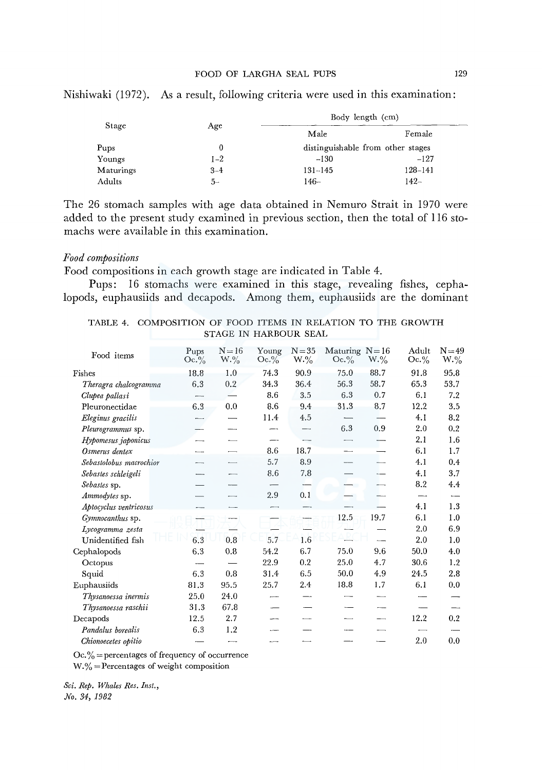Nishiwaki (1972). As a result, following criteria were used in this examination:

| Stage | Age | Body length (cm) | |
|---|---|---|---|
| | | Male | Female |
| Pups | 0 | distinguishable from other stages | |
| Youngs | 1–2 | –130 | –127 |
| Maturings | 3–4 | 131–145 | 128–141 |
| Adults | 5– | 146– | 142– |

The 26 stomach samples with age data obtained in Nemuro Strait in 1970 were added to the present study examined in previous section, then the total of 116 stomachs were available in this examination.

*Food compositions*

Food compositions in each growth stage are indicated in Table 4.

Pups: 16 stomachs were examined in this stage, revealing fishes, cephalopods, euphausiids and decapods. Among them, euphausiids are the dominant

TABLE 4. COMPOSITION OF FOOD ITEMS IN RELATION TO THE GROWTH STAGE IN HARBOUR SEAL

| Food items | Pups Oc.% | N=16 W.% | Young Oc.% | N=35 W.% | Maturing Oc.% | N=16 W.% | Adult Oc.% | N=49 W.% |
|---|---|---|---|---|---|---|---|---|
| Fishes | 18.8 | 1.0 | 74.3 | 90.9 | 75.0 | 88.7 | 91.8 | 95.8 |
| *Theragra chalcogramma* | 6.3 | 0.2 | 34.3 | 36.4 | 56.3 | 58.7 | 65.3 | 53.7 |
| *Clupea pallasi* | — | — | 8.6 | 3.5 | 6.3 | 0.7 | 6.1 | 7.2 |
| Pleuronectidae | 6.3 | 0.0 | 8.6 | 9.4 | 31.3 | 8.7 | 12.2 | 3.5 |
| *Eleginus gracilis* | — | — | 11.4 | 4.5 | — | — | 4.1 | 8.2 |
| *Pleurogrammus* sp. | — | — | — | — | 6.3 | 0.9 | 2.0 | 0.2 |
| *Hypomesus japonicus* | — | — | — | — | — | — | 2.1 | 1.6 |
| *Osmerus dentex* | — | — | 8.6 | 18.7 | — | — | 6.1 | 1.7 |
| *Sebastolobus macrochior* | — | — | 5.7 | 8.9 | — | — | 4.1 | 0.4 |
| *Sebastes schleigeli* | — | — | 8.6 | 7.8 | — | — | 4.1 | 3.7 |
| *Sebastes* sp. | — | — | — | — | — | — | 8.2 | 4.4 |
| *Ammodytes* sp. | — | — | 2.9 | 0.1 | — | — | — | — |
| *Aptocyclus ventricosus* | — | — | — | — | — | — | 4.1 | 1.3 |
| *Gymnocanthus* sp. | — | — | — | — | 12.5 | 19.7 | 6.1 | 1.0 |
| *Lycogramma zesta* | — | — | — | — | — | — | 2.0 | 6.9 |
| Unidentified fish | 6.3 | 0.8 | 5.7 | 1.6 | — | — | 2.0 | 1.0 |
| Cephalopods | 6.3 | 0.8 | 54.2 | 6.7 | 75.0 | 9.6 | 50.0 | 4.0 |
| Octopus | — | — | 22.9 | 0.2 | 25.0 | 4.7 | 30.6 | 1.2 |
| Squid | 6.3 | 0.8 | 31.4 | 6.5 | 50.0 | 4.9 | 24.5 | 2.8 |
| Euphausiids | 81.3 | 95.5 | 25.7 | 2.4 | 18.8 | 1.7 | 6.1 | 0.0 |
| *Thysanoessa inermis* | 25.0 | 24.0 | — | — | — | — | — | — |
| *Thysanoessa raschii* | 31.3 | 67.8 | — | — | — | — | — | — |
| Decapods | 12.5 | 2.7 | — | — | — | — | 12.2 | 0.2 |
| *Pandalus borealis* | 6.3 | 1.2 | — | — | — | — | — | — |
| *Chionoecetes opitio* | — | — | — | — | — | — | 2.0 | 0.0 |

Oc.% = percentages of frequency of occurrence
W.% = Percentages of weight composition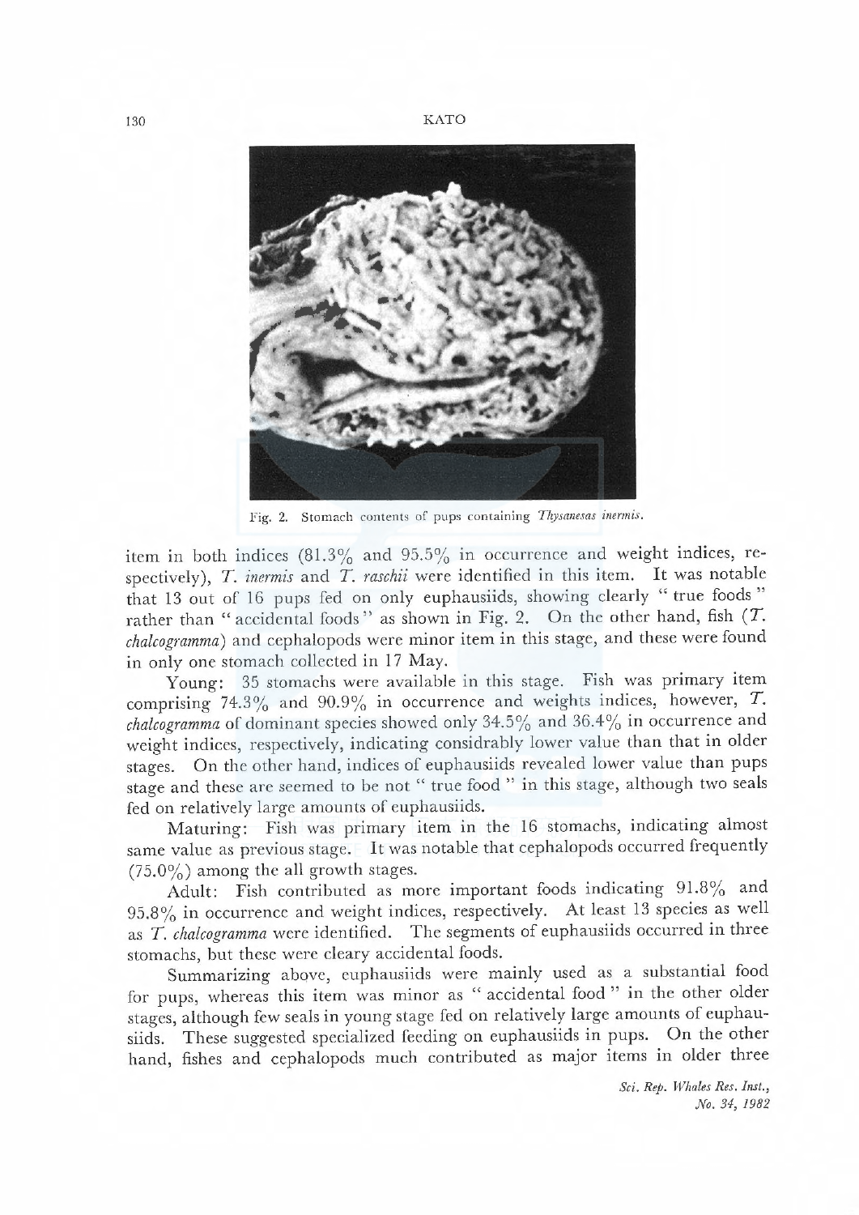Fig. 2. Stomach contents of pups containing *Thysanesas inermis*.

item in both indices (81.3% and 95.5% in occurrence and weight indices, respectively), *T. inermis* and *T. raschii* were identified in this item. It was notable that 13 out of 16 pups fed on only euphausiids, showing clearly " true foods " rather than " accidental foods " as shown in Fig. 2. On the other hand, fish (*T. chalcogramma*) and cephalopods were minor item in this stage, and these were found in only one stomach collected in 17 May.

Young: 35 stomachs were available in this stage. Fish was primary item comprising 74.3% and 90.9% in occurrence and weights indices, however, *T. chalcogramma* of dominant species showed only 34.5% and 36.4% in occurrence and weight indices, respectively, indicating considrably lower value than that in older stages. On the other hand, indices of euphausiids revealed lower value than pups stage and these are seemed to be not " true food " in this stage, although two seals fed on relatively large amounts of euphausiids.

Maturing: Fish was primary item in the 16 stomachs, indicating almost same value as previous stage. It was notable that cephalopods occurred frequently (75.0%) among the all growth stages.

Adult: Fish contributed as more important foods indicating 91.8% and 95.8% in occurrence and weight indices, respectively. At least 13 species as well as *T. chalcogramma* were identified. The segments of euphausiids occurred in three stomachs, but these were cleary accidental foods.

Summarizing above, euphausiids were mainly used as a substantial food for pups, whereas this item was minor as " accidental food " in the other older stages, although few seals in young stage fed on relatively large amounts of euphausiids. These suggested specialized feeding on euphausiids in pups. On the other hand, fishes and cephalopods much contributed as major items in older three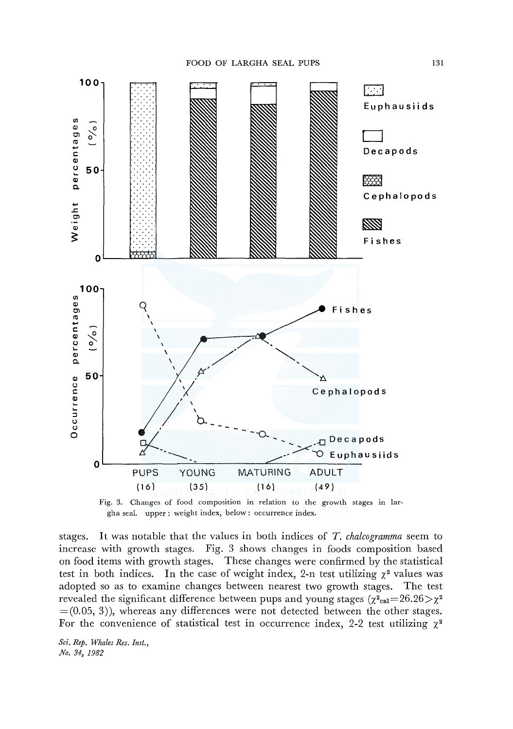Fig. 3. Changes of food composition in relation to the growth stages in largha seal. upper: weight index, below: occurrence index.

stages. It was notable that the values in both indices of *T. chalcogramma* seem to increase with growth stages. Fig. 3 shows changes in foods composition based on food items with growth stages. These changes were confirmed by the statistical test in both indices. In the case of weight index, 2-n test utilizing $\chi^2$ values was adopted so as to examine changes between nearest two growth stages. The test revealed the significant difference between pups and young stages ($\chi^2_{cal}=26.26>\chi^2=(0.05, 3)$), whereas any differences were not detected between the other stages. For the convenience of statistical test in occurrence index, 2-2 test utilizing $\chi^2$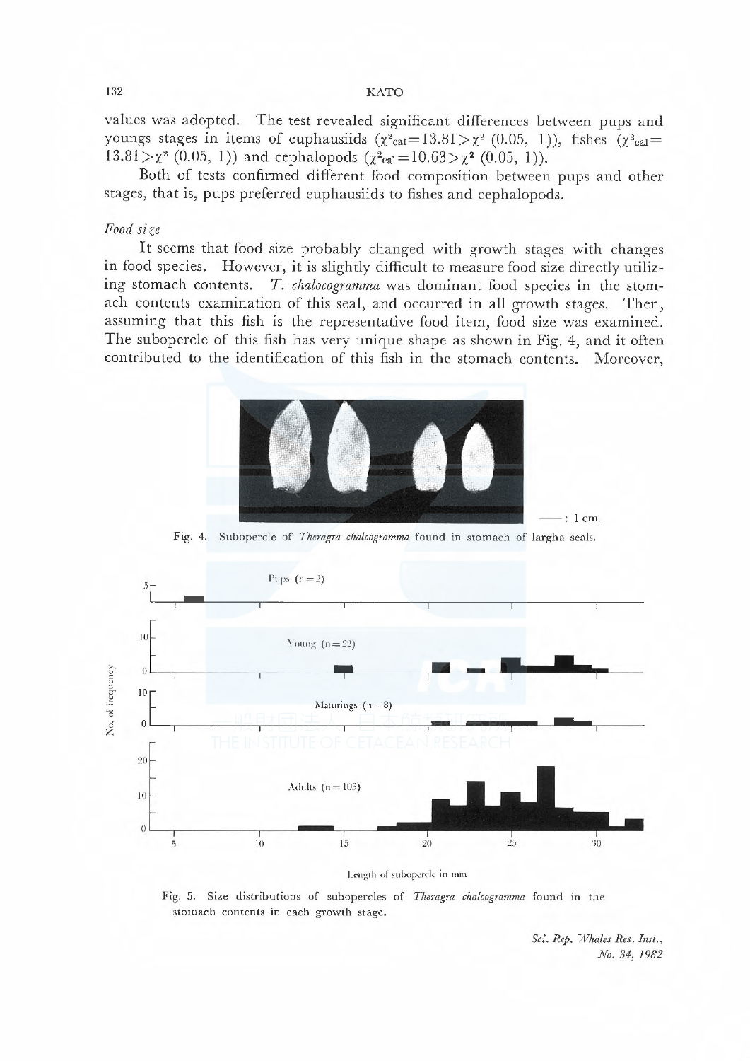values was adopted. The test revealed significant differences between pups and youngs stages in items of euphausiids ($\chi^2_{cal}=13.81>\chi^2$ (0.05, 1)), fishes ($\chi^2_{cal}=13.81>\chi^2$ (0.05, 1)) and cephalopods ($\chi^2_{cal}=10.63>\chi^2$ (0.05, 1)).

Both of tests confirmed different food composition between pups and other stages, that is, pups preferred euphausiids to fishes and cephalopods.

*Food size*

It seems that food size probably changed with growth stages with changes in food species. However, it is slightly difficult to measure food size directly utilizing stomach contents. *T. chalocogramma* was dominant food species in the stomach contents examination of this seal, and occurred in all growth stages. Then, assuming that this fish is the representative food item, food size was examined. The subopercle of this fish has very unique shape as shown in Fig. 4, and it often contributed to the identification of this fish in the stomach contents. Moreover,

Fig. 4. Subopercle of *Theragra chalcogramma* found in stomach of largha seals.

Fig. 5. Size distributions of subopercles of *Theragra chalcogramma* found in the stomach contents in each growth stage.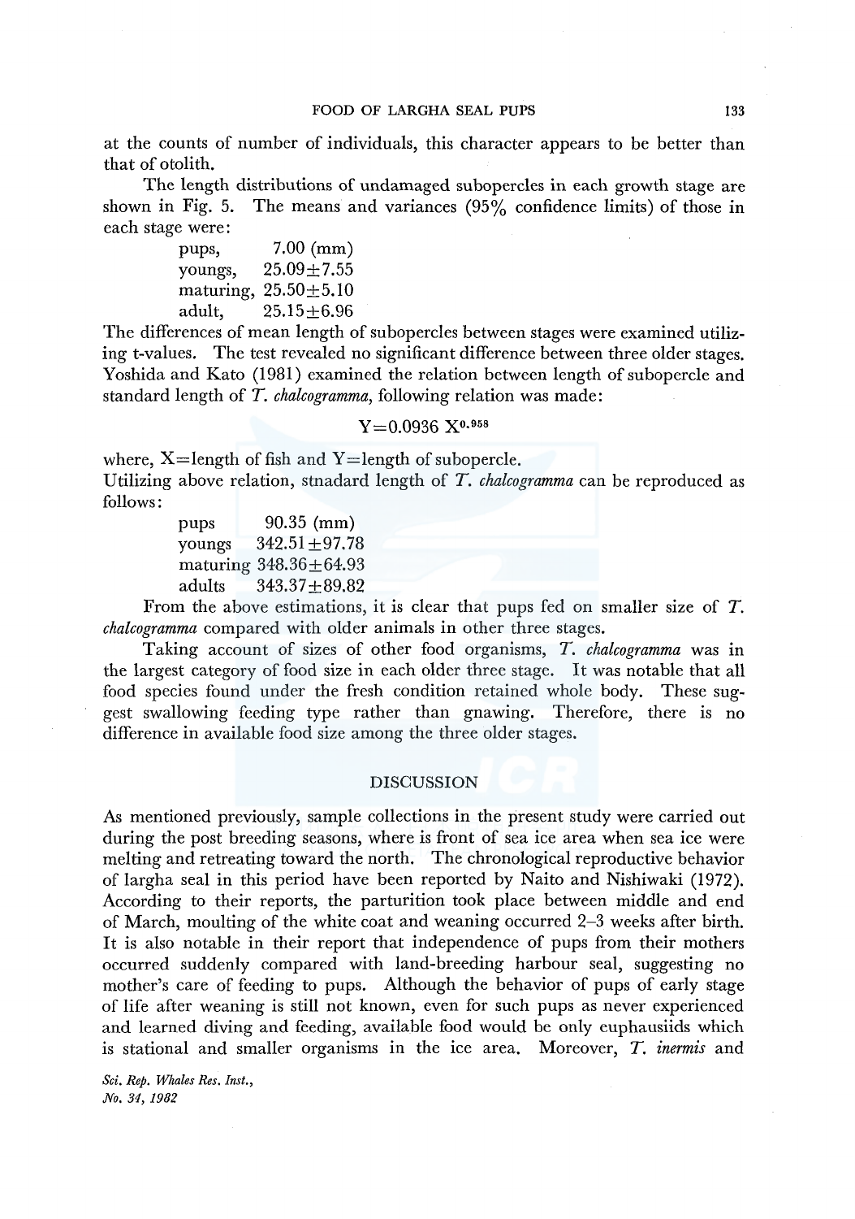at the counts of number of individuals, this character appears to be better than that of otolith.

The length distributions of undamaged subopercles in each growth stage are shown in Fig. 5. The means and variances (95% confidence limits) of those in each stage were:

pups, 7.00 (mm)
youngs, $25.09 \pm 7.55$
maturing, $25.50 \pm 5.10$
adult, $25.15 \pm 6.96$

The differences of mean length of subopercles between stages were examined utilizing t-values. The test revealed no significant difference between three older stages. Yoshida and Kato (1981) examined the relation between length of subopercle and standard length of *T. chalcogramma*, following relation was made:

$$Y = 0.0936\ X^{0.958}$$

where, X=length of fish and Y=length of subopercle.
Utilizing above relation, stnadard length of *T. chalcogramma* can be reproduced as follows:

pups 90.35 (mm)
youngs $342.51 \pm 97.78$
maturing $348.36 \pm 64.93$
adults $343.37 \pm 89.82$

From the above estimations, it is clear that pups fed on smaller size of *T. chalcogramma* compared with older animals in other three stages.

Taking account of sizes of other food organisms, *T. chalcogramma* was in the largest category of food size in each older three stage. It was notable that all food species found under the fresh condition retained whole body. These suggest swallowing feeding type rather than gnawing. Therefore, there is no difference in available food size among the three older stages.

## DISCUSSION

As mentioned previously, sample collections in the present study were carried out during the post breeding seasons, where is front of sea ice area when sea ice were melting and retreating toward the north. The chronological reproductive behavior of largha seal in this period have been reported by Naito and Nishiwaki (1972). According to their reports, the parturition took place between middle and end of March, moulting of the white coat and weaning occurred 2–3 weeks after birth. It is also notable in their report that independence of pups from their mothers occurred suddenly compared with land-breeding harbour seal, suggesting no mother's care of feeding to pups. Although the behavior of pups of early stage of life after weaning is still not known, even for such pups as never experienced and learned diving and feeding, available food would be only euphausiids which is stational and smaller organisms in the ice area. Moreover, *T. inermis* and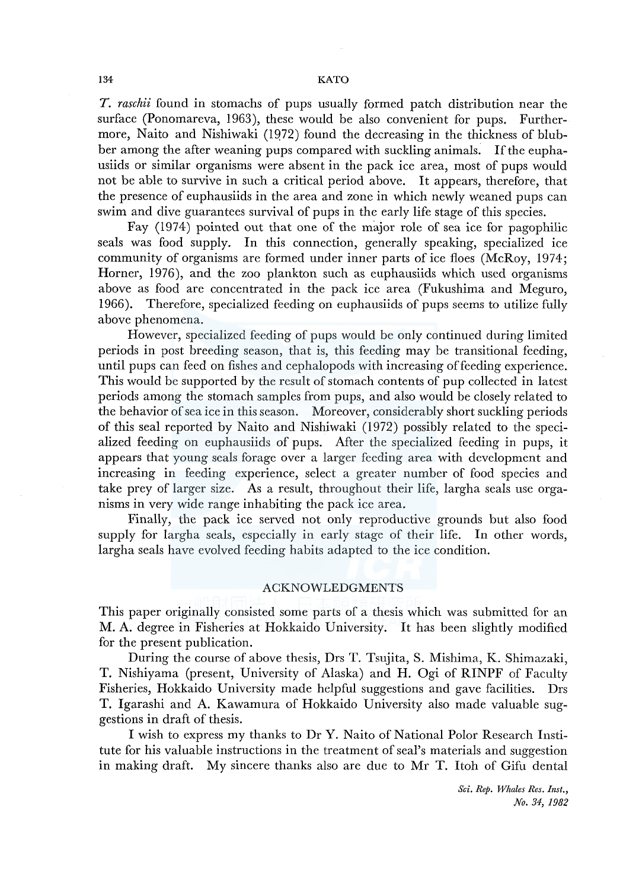*T. raschii* found in stomachs of pups usually formed patch distribution near the surface (Ponomareva, 1963), these would be also convenient for pups. Furthermore, Naito and Nishiwaki (1972) found the decreasing in the thickness of blubber among the after weaning pups compared with suckling animals. If the euphausiids or similar organisms were absent in the pack ice area, most of pups would not be able to survive in such a critical period above. It appears, therefore, that the presence of euphausiids in the area and zone in which newly weaned pups can swim and dive guarantees survival of pups in the early life stage of this species.

Fay (1974) pointed out that one of the major role of sea ice for pagophilic seals was food supply. In this connection, generally speaking, specialized ice community of organisms are formed under inner parts of ice floes (McRoy, 1974; Horner, 1976), and the zoo plankton such as euphausiids which used organisms above as food are concentrated in the pack ice area (Fukushima and Meguro, 1966). Therefore, specialized feeding on euphausiids of pups seems to utilize fully above phenomena.

However, specialized feeding of pups would be only continued during limited periods in post breeding season, that is, this feeding may be transitional feeding, until pups can feed on fishes and cephalopods with increasing of feeding experience. This would be supported by the result of stomach contents of pup collected in latest periods among the stomach samples from pups, and also would be closely related to the behavior of sea ice in this season. Moreover, considerably short suckling periods of this seal reported by Naito and Nishiwaki (1972) possibly related to the specialized feeding on euphausiids of pups. After the specialized feeding in pups, it appears that young seals forage over a larger feeding area with development and increasing in feeding experience, select a greater number of food species and take prey of larger size. As a result, throughout their life, largha seals use organisms in very wide range inhabiting the pack ice area.

Finally, the pack ice served not only reproductive grounds but also food supply for largha seals, especially in early stage of their life. In other words, largha seals have evolved feeding habits adapted to the ice condition.

## ACKNOWLEDGMENTS

This paper originally consisted some parts of a thesis which was submitted for an M. A. degree in Fisheries at Hokkaido University. It has been slightly modified for the present publication.

During the course of above thesis, Drs T. Tsujita, S. Mishima, K. Shimazaki, T. Nishiyama (present, University of Alaska) and H. Ogi of RINPF of Faculty Fisheries, Hokkaido University made helpful suggestions and gave facilities. Drs T. Igarashi and A. Kawamura of Hokkaido University also made valuable suggestions in draft of thesis.

I wish to express my thanks to Dr Y. Naito of National Polor Research Institute for his valuable instructions in the treatment of seal's materials and suggestion in making draft. My sincere thanks also are due to Mr T. Itoh of Gifu dental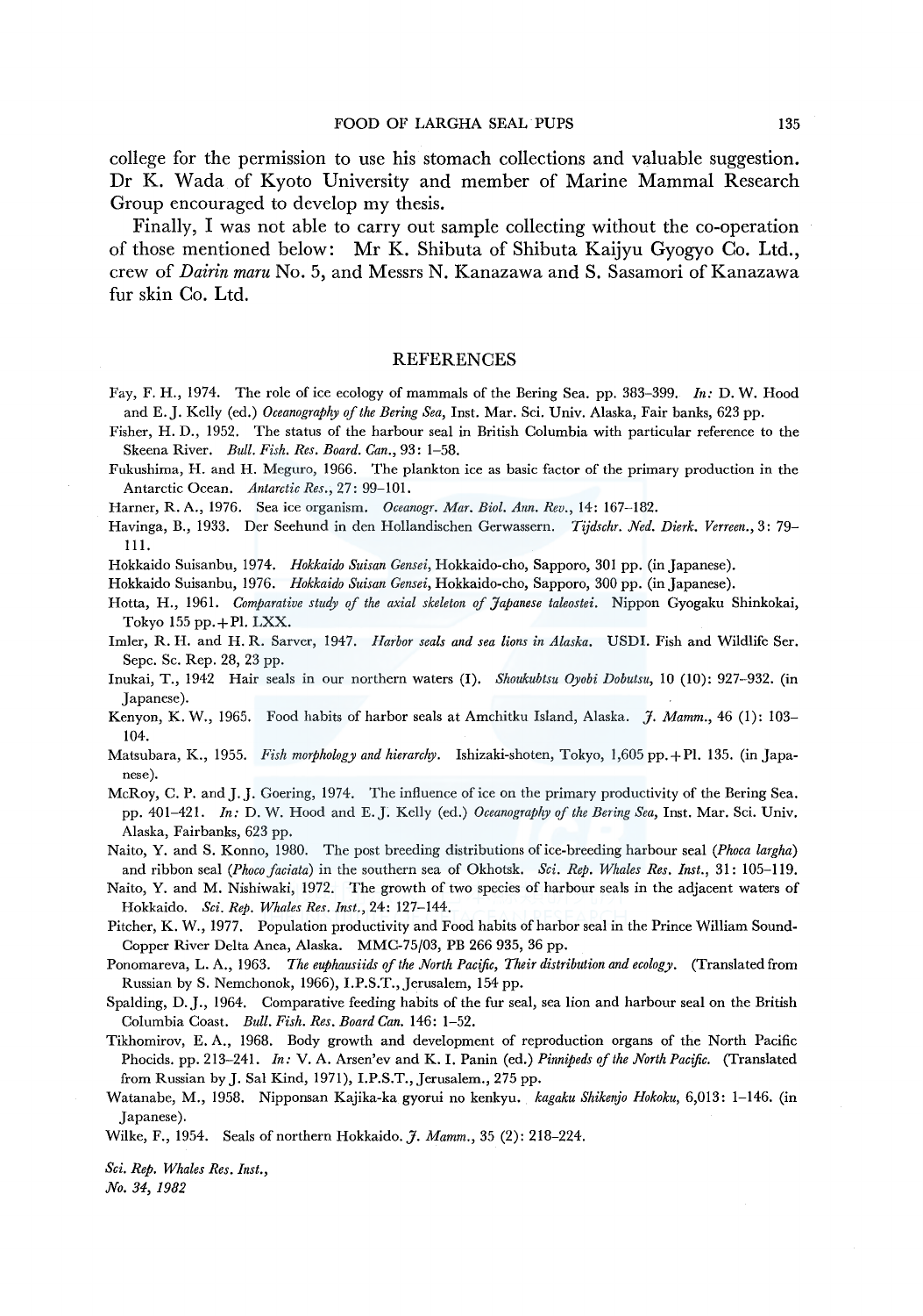college for the permission to use his stomach collections and valuable suggestion. Dr K. Wada of Kyoto University and member of Marine Mammal Research Group encouraged to develop my thesis.

Finally, I was not able to carry out sample collecting without the co-operation of those mentioned below: Mr K. Shibuta of Shibuta Kaijyu Gyogyo Co. Ltd., crew of *Dairin maru* No. 5, and Messrs N. Kanazawa and S. Sasamori of Kanazawa fur skin Co. Ltd.

## REFERENCES

Fay, F. H., 1974. The role of ice ecology of mammals of the Bering Sea. pp. 383–399. *In:* D. W. Hood and E. J. Kelly (ed.) *Oceanography of the Bering Sea*, Inst. Mar. Sci. Univ. Alaska, Fair banks, 623 pp.

Fisher, H. D., 1952. The status of the harbour seal in British Columbia with particular reference to the Skeena River. *Bull. Fish. Res. Board. Can.*, 93: 1–58.

Fukushima, H. and H. Meguro, 1966. The plankton ice as basic factor of the primary production in the Antarctic Ocean. *Antarctic Res.*, 27: 99–101.

Harner, R. A., 1976. Sea ice organism. *Oceanogr. Mar. Biol. Ann. Rev.*, 14: 167–182.

Havinga, B., 1933. Der Seehund in den Hollandischen Gerwassern. *Tijdschr. Ned. Dierk. Verreen.*, 3: 79–111.

Hokkaido Suisanbu, 1974. *Hokkaido Suisan Gensei*, Hokkaido-cho, Sapporo, 301 pp. (in Japanese).

Hokkaido Suisanbu, 1976. *Hokkaido Suisan Gensei*, Hokkaido-cho, Sapporo, 300 pp. (in Japanese).

Hotta, H., 1961. *Comparative study of the axial skeleton of Japanese taleostei.* Nippon Gyogaku Shinkokai, Tokyo 155 pp. + Pl. LXX.

Imler, R. H. and H. R. Sarver, 1947. *Harbor seals and sea lions in Alaska.* USDI. Fish and Wildlife Ser. Sepc. Sc. Rep. 28, 23 pp.

Inukai, T., 1942 Hair seals in our northern waters (I). *Shoukubtsu Oyobi Dobutsu*, 10 (10): 927–932. (in Japanese).

Kenyon, K. W., 1965. Food habits of harbor seals at Amchitku Island, Alaska. *J. Mamm.*, 46 (1): 103–104.

Matsubara, K., 1955. *Fish morphology and hierarchy.* Ishizaki-shoten, Tokyo, 1,605 pp. + Pl. 135. (in Japanese).

McRoy, C. P. and J. J. Goering, 1974. The influence of ice on the primary productivity of the Bering Sea. pp. 401–421. *In:* D. W. Hood and E. J. Kelly (ed.) *Oceanography of the Bering Sea*, Inst. Mar. Sci. Univ. Alaska, Fairbanks, 623 pp.

Naito, Y. and S. Konno, 1980. The post breeding distributions of ice-breeding harbour seal (*Phoca largha*) and ribbon seal (*Phoco faciata*) in the southern sea of Okhotsk. *Sci. Rep. Whales Res. Inst.*, 31: 105–119.

Naito, Y. and M. Nishiwaki, 1972. The growth of two species of harbour seals in the adjacent waters of Hokkaido. *Sci. Rep. Whales Res. Inst.*, 24: 127–144.

Pitcher, K. W., 1977. Population productivity and Food habits of harbor seal in the Prince William Sound-Copper River Delta Anea, Alaska. MMC-75/03, PB 266 935, 36 pp.

Ponomareva, L. A., 1963. *The euphausiids of the North Pacific, Their distribution and ecology.* (Translated from Russian by S. Nemchonok, 1966), I.P.S.T., Jerusalem, 154 pp.

Spalding, D. J., 1964. Comparative feeding habits of the fur seal, sea lion and harbour seal on the British Columbia Coast. *Bull. Fish. Res. Board Can.* 146: 1–52.

Tikhomirov, E. A., 1968. Body growth and development of reproduction organs of the North Pacific Phocids. pp. 213–241. *In:* V. A. Arsen'ev and K. I. Panin (ed.) *Pinnipeds of the North Pacific.* (Translated from Russian by J. Sal Kind, 1971), I.P.S.T., Jerusalem., 275 pp.

Watanabe, M., 1958. Nipponsan Kajika-ka gyorui no kenkyu. *kagaku Shikenjo Hokoku*, 6,013: 1–146. (in Japanese).

Wilke, F., 1954. Seals of northern Hokkaido. *J. Mamm.*, 35 (2): 218–224.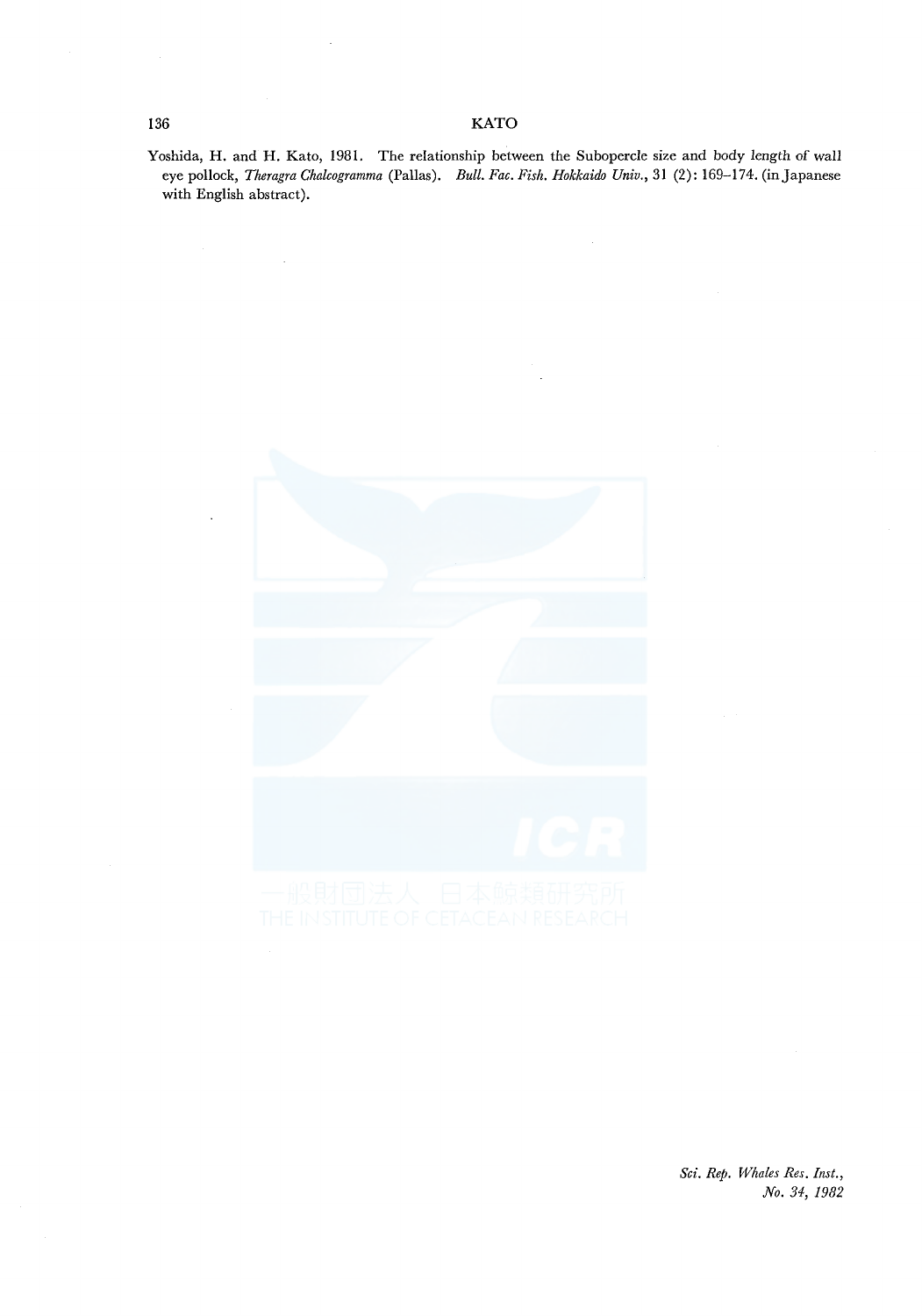Yoshida, H. and H. Kato, 1981. The relationship between the Subopercle size and body length of wall eye pollock, *Theragra Chalcogramma* (Pallas). *Bull. Fac. Fish. Hokkaido Univ.*, 31 (2): 169–174. (in Japanese with English abstract).